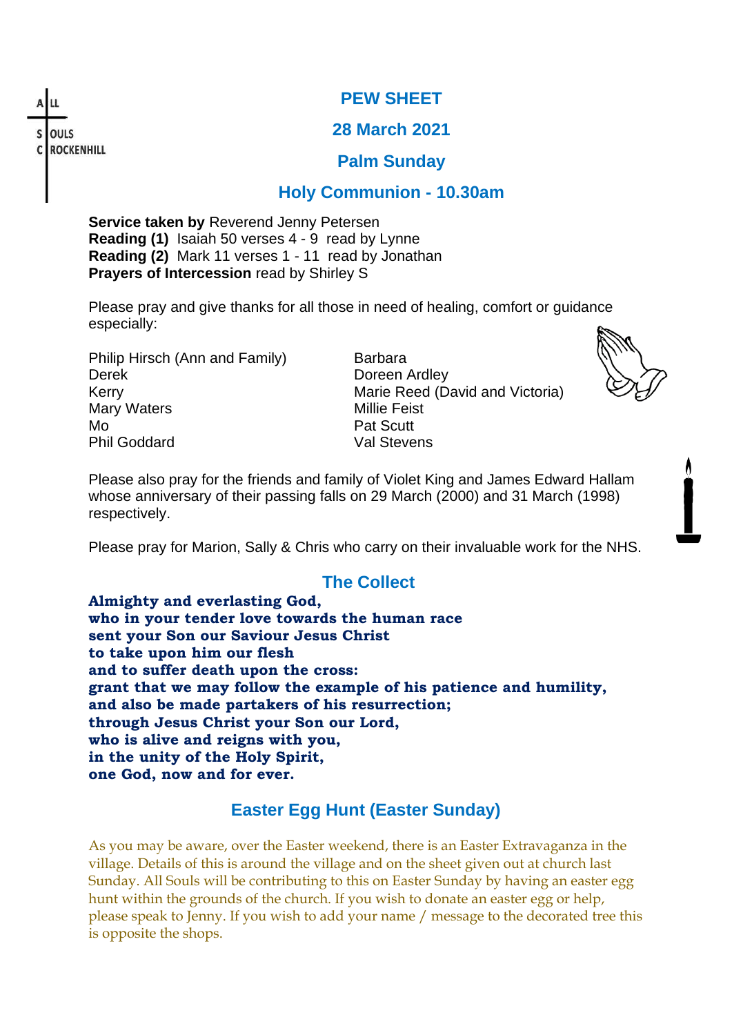ALL SOULS CROCKENHILL

# PEW SHEET

## 28 March 2021

## Palm Sunday

## Holy Communion - 10.30am

**Service taken by** Reverend Jenny Petersen
**Reading (1)** Isaiah 50 verses 4 - 9 read by Lynne
**Reading (2)** Mark 11 verses 1 - 11 read by Jonathan
**Prayers of Intercession** read by Shirley S

Please pray and give thanks for all those in need of healing, comfort or guidance especially:

Philip Hirsch (Ann and Family)
Derek
Kerry
Mary Waters
Mo
Phil Goddard
Barbara
Doreen Ardley
Marie Reed (David and Victoria)
Millie Feist
Pat Scutt
Val Stevens

Please also pray for the friends and family of Violet King and James Edward Hallam whose anniversary of their passing falls on 29 March (2000) and 31 March (1998) respectively.

Please pray for Marion, Sally & Chris who carry on their invaluable work for the NHS.

## The Collect

**Almighty and everlasting God,
who in your tender love towards the human race
sent your Son our Saviour Jesus Christ
to take upon him our flesh
and to suffer death upon the cross:
grant that we may follow the example of his patience and humility,
and also be made partakers of his resurrection;
through Jesus Christ your Son our Lord,
who is alive and reigns with you,
in the unity of the Holy Spirit,
one God, now and for ever.**

## Easter Egg Hunt (Easter Sunday)

As you may be aware, over the Easter weekend, there is an Easter Extravaganza in the village. Details of this is around the village and on the sheet given out at church last Sunday. All Souls will be contributing to this on Easter Sunday by having an easter egg hunt within the grounds of the church. If you wish to donate an easter egg or help, please speak to Jenny. If you wish to add your name / message to the decorated tree this is opposite the shops.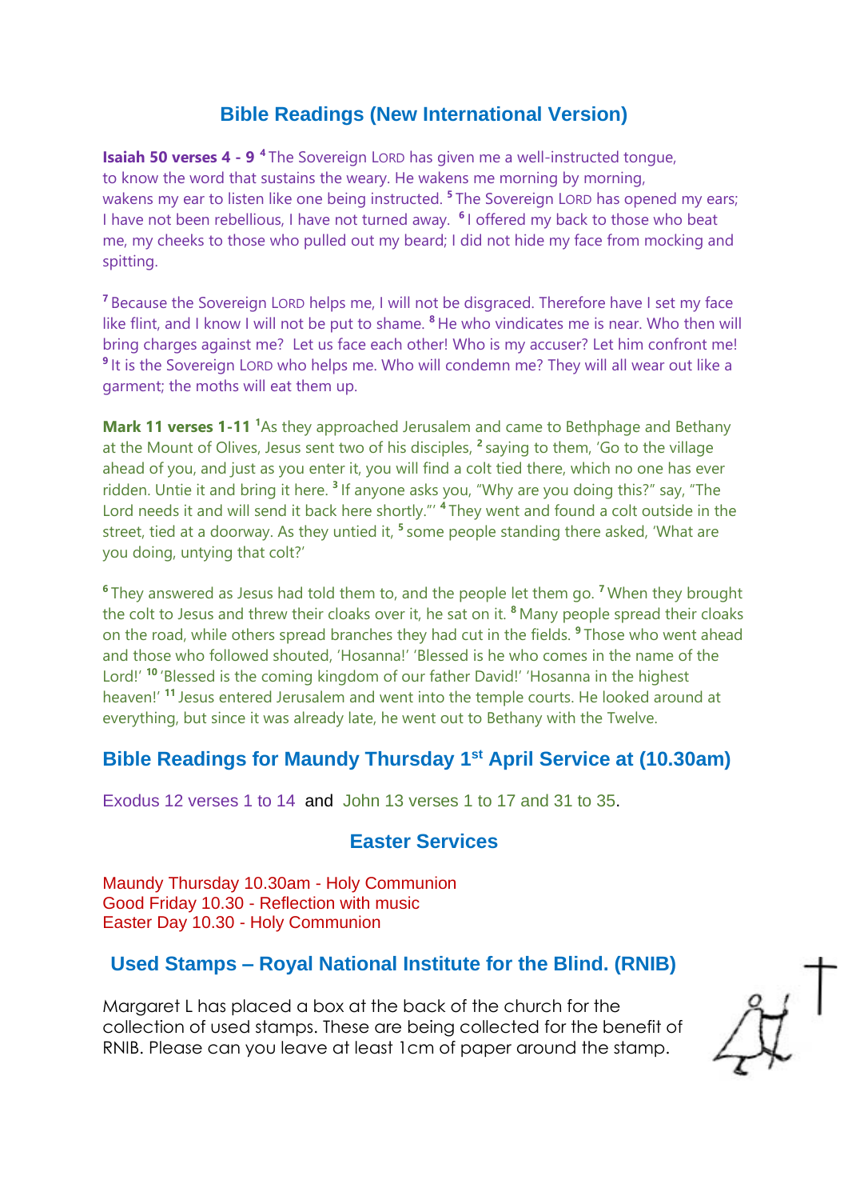## Bible Readings (New International Version)

**Isaiah 50 verses 4 - 9** [4] The Sovereign LORD has given me a well-instructed tongue, to know the word that sustains the weary. He wakens me morning by morning, wakens my ear to listen like one being instructed. [5] The Sovereign LORD has opened my ears; I have not been rebellious, I have not turned away. [6] I offered my back to those who beat me, my cheeks to those who pulled out my beard; I did not hide my face from mocking and spitting.

[7] Because the Sovereign LORD helps me, I will not be disgraced. Therefore have I set my face like flint, and I know I will not be put to shame. [8] He who vindicates me is near. Who then will bring charges against me? Let us face each other! Who is my accuser? Let him confront me! [9] It is the Sovereign LORD who helps me. Who will condemn me? They will all wear out like a garment; the moths will eat them up.

**Mark 11 verses 1-11** [1]As they approached Jerusalem and came to Bethphage and Bethany at the Mount of Olives, Jesus sent two of his disciples, [2] saying to them, 'Go to the village ahead of you, and just as you enter it, you will find a colt tied there, which no one has ever ridden. Untie it and bring it here. [3] If anyone asks you, "Why are you doing this?" say, "The Lord needs it and will send it back here shortly."' [4] They went and found a colt outside in the street, tied at a doorway. As they untied it, [5] some people standing there asked, 'What are you doing, untying that colt?'

[6] They answered as Jesus had told them to, and the people let them go. [7] When they brought the colt to Jesus and threw their cloaks over it, he sat on it. [8] Many people spread their cloaks on the road, while others spread branches they had cut in the fields. [9] Those who went ahead and those who followed shouted, 'Hosanna!' 'Blessed is he who comes in the name of the Lord!' [10] 'Blessed is the coming kingdom of our father David!' 'Hosanna in the highest heaven!' [11] Jesus entered Jerusalem and went into the temple courts. He looked around at everything, but since it was already late, he went out to Bethany with the Twelve.

## Bible Readings for Maundy Thursday 1st April Service at (10.30am)

Exodus 12 verses 1 to 14 and John 13 verses 1 to 17 and 31 to 35.

## Easter Services

Maundy Thursday 10.30am - Holy Communion
Good Friday 10.30 - Reflection with music
Easter Day 10.30 - Holy Communion

## Used Stamps – Royal National Institute for the Blind. (RNIB)

Margaret L has placed a box at the back of the church for the collection of used stamps. These are being collected for the benefit of RNIB. Please can you leave at least 1cm of paper around the stamp.